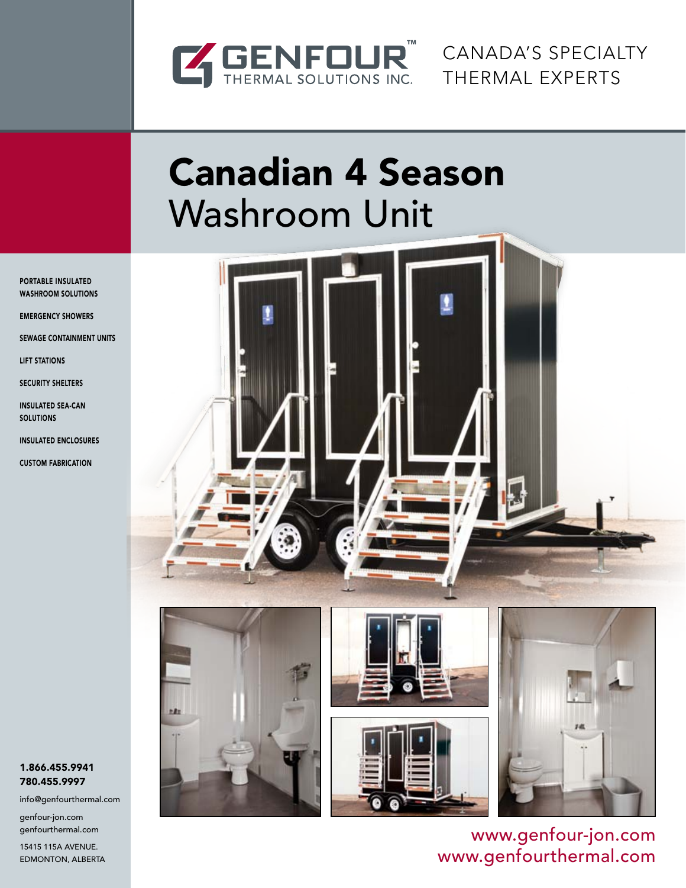GENFOUR™ THERMAL SOLUTIONS INC.

CANADA'S SPECIALTY THERMAL EXPERTS

# Canadian 4 Season Washroom Unit

**PORTABLE INSULATED WASHROOM SOLUTIONS**

**EMERGENCY SHOWERS**

**SEWAGE CONTAINMENT UNITS**

**LIFT STATIONS**

**SECURITY SHELTERS**

**INSULATED SEA-CAN SOLUTIONS**

**INSULATED ENCLOSURES**

**CUSTOM FABRICATION**

**1.866.455.9941**
**780.455.9997**

info@genfourthermal.com

genfour-jon.com
genfourthermal.com

15415 115A AVENUE.
EDMONTON, ALBERTA

www.genfour-jon.com
www.genfourthermal.com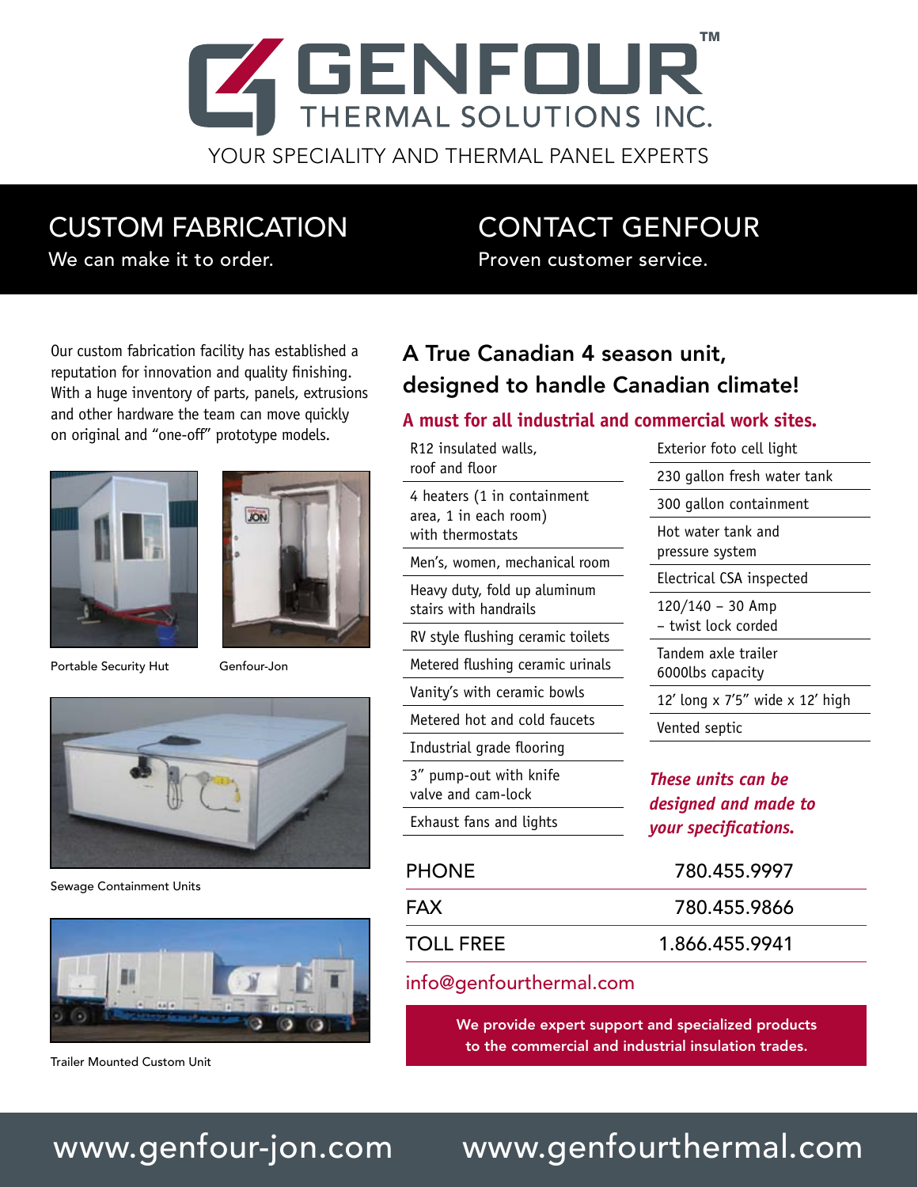# GENFOUR™ THERMAL SOLUTIONS INC.

YOUR SPECIALITY AND THERMAL PANEL EXPERTS

## CUSTOM FABRICATION

We can make it to order.

Our custom fabrication facility has established a reputation for innovation and quality finishing. With a huge inventory of parts, panels, extrusions and other hardware the team can move quickly on original and "one-off" prototype models.

Portable Security Hut

Genfour-Jon

Sewage Containment Units

Trailer Mounted Custom Unit

## CONTACT GENFOUR

Proven customer service.

### A True Canadian 4 season unit, designed to handle Canadian climate!

**A must for all industrial and commercial work sites.**

- R12 insulated walls, roof and floor
- 4 heaters (1 in containment area, 1 in each room) with thermostats
- Men's, women, mechanical room
- Heavy duty, fold up aluminum stairs with handrails
- RV style flushing ceramic toilets
- Metered flushing ceramic urinals
- Vanity's with ceramic bowls
- Metered hot and cold faucets
- Industrial grade flooring
- 3" pump-out with knife valve and cam-lock
- Exhaust fans and lights
- Exterior foto cell light
- 230 gallon fresh water tank
- 300 gallon containment
- Hot water tank and pressure system
- Electrical CSA inspected
- 120/140 – 30 Amp – twist lock corded
- Tandem axle trailer 6000lbs capacity
- 12' long x 7'5" wide x 12' high
- Vented septic

***These units can be designed and made to your specifications.***

| | |
|---|---|
| PHONE | 780.455.9997 |
| FAX | 780.455.9866 |
| TOLL FREE | 1.866.455.9941 |

info@genfourthermal.com

**We provide expert support and specialized products to the commercial and industrial insulation trades.**

www.genfour-jon.com www.genfourthermal.com